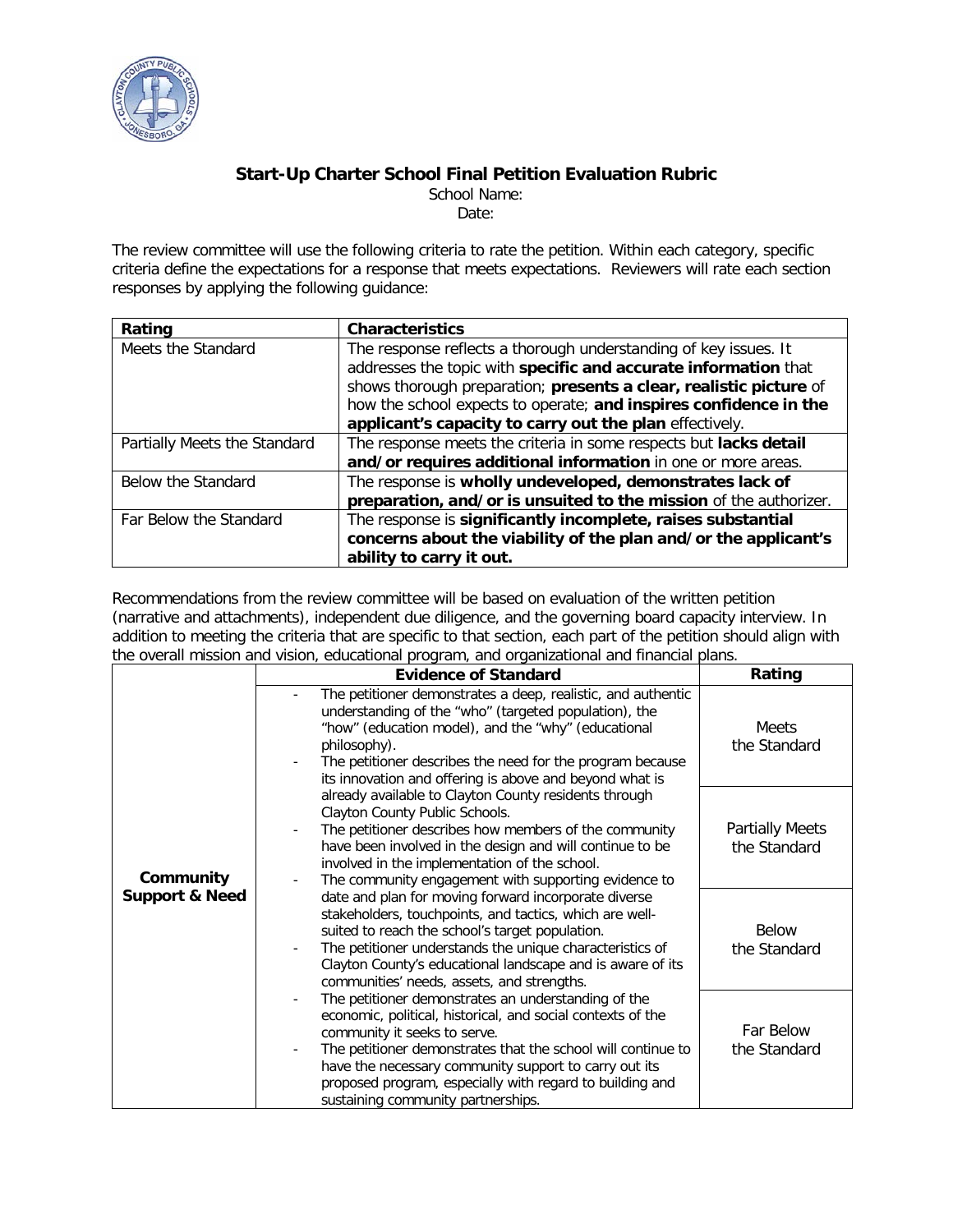# Start-Up Charter School Final Petition Evaluation Rubric

School Name:

Date:

The review committee will use the following criteria to rate the petition. Within each category, specific criteria define the expectations for a response that meets expectations. Reviewers will rate each section responses by applying the following guidance:

| Rating | Characteristics |
|---|---|
| Meets the Standard | The response reflects a thorough understanding of key issues. It addresses the topic with **specific and accurate information** that shows thorough preparation; **presents a clear, realistic picture** of how the school expects to operate; **and inspires confidence in the applicant's capacity to carry out the plan** effectively. |
| Partially Meets the Standard | The response meets the criteria in some respects but **lacks detail and/or requires additional information** in one or more areas. |
| Below the Standard | The response is **wholly undeveloped, demonstrates lack of preparation, and/or is unsuited to the mission** of the authorizer. |
| Far Below the Standard | The response is **significantly incomplete, raises substantial concerns about the viability of the plan and/or the applicant's ability to carry it out.** |

Recommendations from the review committee will be based on evaluation of the written petition (narrative and attachments), independent due diligence, and the governing board capacity interview. In addition to meeting the criteria that are specific to that section, each part of the petition should align with the overall mission and vision, educational program, and organizational and financial plans.

| | Evidence of Standard | Rating |
|---|---|---|
| **Community Support & Need** | - The petitioner demonstrates a deep, realistic, and authentic understanding of the "who" (targeted population), the "how" (education model), and the "why" (educational philosophy).<br>- The petitioner describes the need for the program because its innovation and offering is above and beyond what is already available to Clayton County residents through Clayton County Public Schools.<br>- The petitioner describes how members of the community have been involved in the design and will continue to be involved in the implementation of the school.<br>- The community engagement with supporting evidence to date and plan for moving forward incorporate diverse stakeholders, touchpoints, and tactics, which are well-suited to reach the school's target population.<br>- The petitioner understands the unique characteristics of Clayton County's educational landscape and is aware of its communities' needs, assets, and strengths.<br>- The petitioner demonstrates an understanding of the economic, political, historical, and social contexts of the community it seeks to serve.<br>- The petitioner demonstrates that the school will continue to have the necessary community support to carry out its proposed program, especially with regard to building and sustaining community partnerships. | Meets the Standard<br><br>Partially Meets the Standard<br><br>Below the Standard<br><br>Far Below the Standard |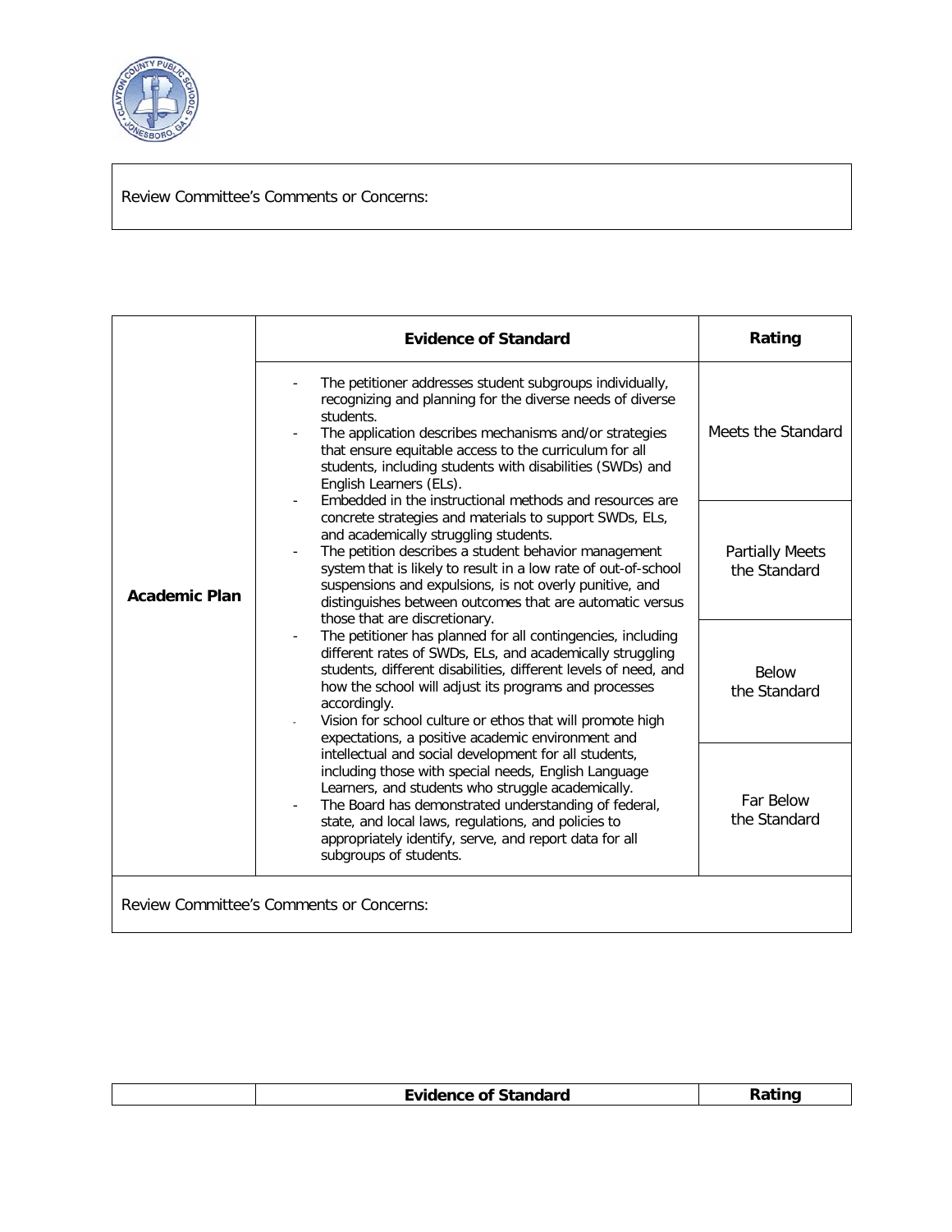Review Committee's Comments or Concerns:

| | Evidence of Standard | Rating |
|---|---|---|
| **Academic Plan** | - The petitioner addresses student subgroups individually, recognizing and planning for the diverse needs of diverse students.<br>- The application describes mechanisms and/or strategies that ensure equitable access to the curriculum for all students, including students with disabilities (SWDs) and English Learners (ELs).<br>- Embedded in the instructional methods and resources are concrete strategies and materials to support SWDs, ELs, and academically struggling students.<br>- The petition describes a student behavior management system that is likely to result in a low rate of out-of-school suspensions and expulsions, is not overly punitive, and distinguishes between outcomes that are automatic versus those that are discretionary.<br>- The petitioner has planned for all contingencies, including different rates of SWDs, ELs, and academically struggling students, different disabilities, different levels of need, and how the school will adjust its programs and processes accordingly.<br>- Vision for school culture or ethos that will promote high expectations, a positive academic environment and intellectual and social development for all students, including those with special needs, English Language Learners, and students who struggle academically.<br>- The Board has demonstrated understanding of federal, state, and local laws, regulations, and policies to appropriately identify, serve, and report data for all subgroups of students. | Meets the Standard<br><br>Partially Meets the Standard<br><br>Below the Standard<br><br>Far Below the Standard |

Review Committee's Comments or Concerns:

| | Evidence of Standard | Rating |
|---|---|---|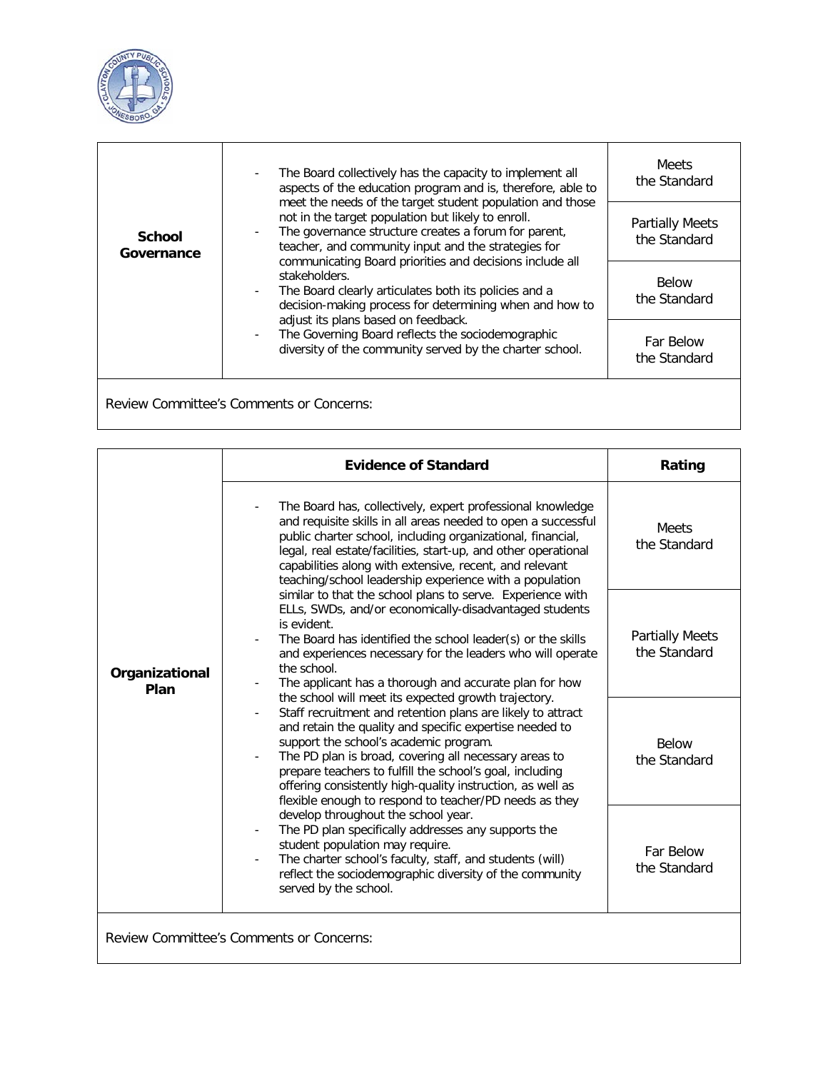| School Governance | - The Board collectively has the capacity to implement all aspects of the education program and is, therefore, able to meet the needs of the target student population and those not in the target population but likely to enroll.<br>- The governance structure creates a forum for parent, teacher, and community input and the strategies for communicating Board priorities and decisions include all stakeholders.<br>- The Board clearly articulates both its policies and a decision-making process for determining when and how to adjust its plans based on feedback.<br>- The Governing Board reflects the sociodemographic diversity of the community served by the charter school. | Meets the Standard<br><br>Partially Meets the Standard<br><br>Below the Standard<br><br>Far Below the Standard |
|---|---|---|

Review Committee's Comments or Concerns:

| | Evidence of Standard | Rating |
|---|---|---|
| Organizational Plan | - The Board has, collectively, expert professional knowledge and requisite skills in all areas needed to open a successful public charter school, including organizational, financial, legal, real estate/facilities, start-up, and other operational capabilities along with extensive, recent, and relevant teaching/school leadership experience with a population similar to that the school plans to serve. Experience with ELLs, SWDs, and/or economically-disadvantaged students is evident.<br>- The Board has identified the school leader(s) or the skills and experiences necessary for the leaders who will operate the school.<br>- The applicant has a thorough and accurate plan for how the school will meet its expected growth trajectory.<br>- Staff recruitment and retention plans are likely to attract and retain the quality and specific expertise needed to support the school's academic program.<br>- The PD plan is broad, covering all necessary areas to prepare teachers to fulfill the school's goal, including offering consistently high-quality instruction, as well as flexible enough to respond to teacher/PD needs as they develop throughout the school year.<br>- The PD plan specifically addresses any supports the student population may require.<br>- The charter school's faculty, staff, and students (will) reflect the sociodemographic diversity of the community served by the school. | Meets the Standard<br><br>Partially Meets the Standard<br><br>Below the Standard<br><br>Far Below the Standard |

Review Committee's Comments or Concerns: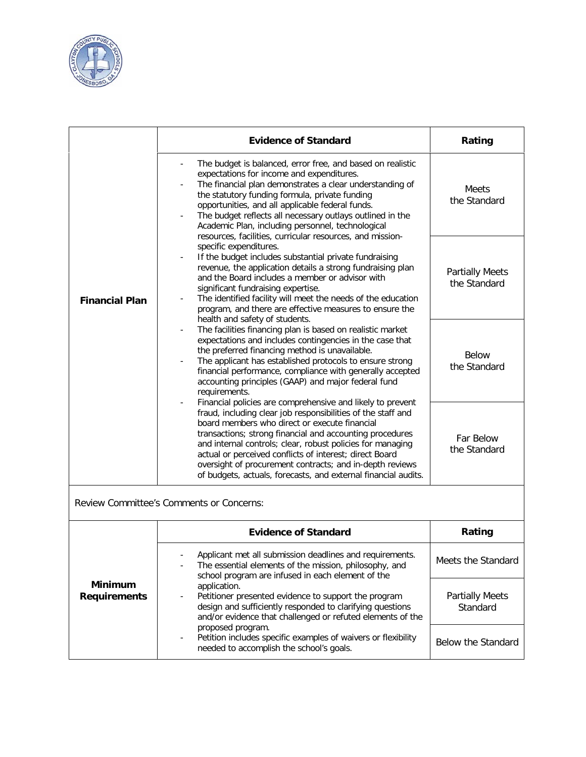| | Evidence of Standard | Rating |
|---|---|---|
| **Financial Plan** | - The budget is balanced, error free, and based on realistic expectations for income and expenditures.<br>- The financial plan demonstrates a clear understanding of the statutory funding formula, private funding opportunities, and all applicable federal funds.<br>- The budget reflects all necessary outlays outlined in the Academic Plan, including personnel, technological resources, facilities, curricular resources, and mission-specific expenditures.<br>- If the budget includes substantial private fundraising revenue, the application details a strong fundraising plan and the Board includes a member or advisor with significant fundraising expertise.<br>- The identified facility will meet the needs of the education program, and there are effective measures to ensure the health and safety of students.<br>- The facilities financing plan is based on realistic market expectations and includes contingencies in the case that the preferred financing method is unavailable.<br>- The applicant has established protocols to ensure strong financial performance, compliance with generally accepted accounting principles (GAAP) and major federal fund requirements.<br>- Financial policies are comprehensive and likely to prevent fraud, including clear job responsibilities of the staff and board members who direct or execute financial transactions; strong financial and accounting procedures and internal controls; clear, robust policies for managing actual or perceived conflicts of interest; direct Board oversight of procurement contracts; and in-depth reviews of budgets, actuals, forecasts, and external financial audits. | Meets the Standard<br><br>Partially Meets the Standard<br><br>Below the Standard<br><br>Far Below the Standard |

Review Committee's Comments or Concerns:

| | Evidence of Standard | Rating |
|---|---|---|
| **Minimum Requirements** | - Applicant met all submission deadlines and requirements.<br>- The essential elements of the mission, philosophy, and school program are infused in each element of the application.<br>- Petitioner presented evidence to support the program design and sufficiently responded to clarifying questions and/or evidence that challenged or refuted elements of the proposed program.<br>- Petition includes specific examples of waivers or flexibility needed to accomplish the school's goals. | Meets the Standard<br><br>Partially Meets Standard<br><br>Below the Standard |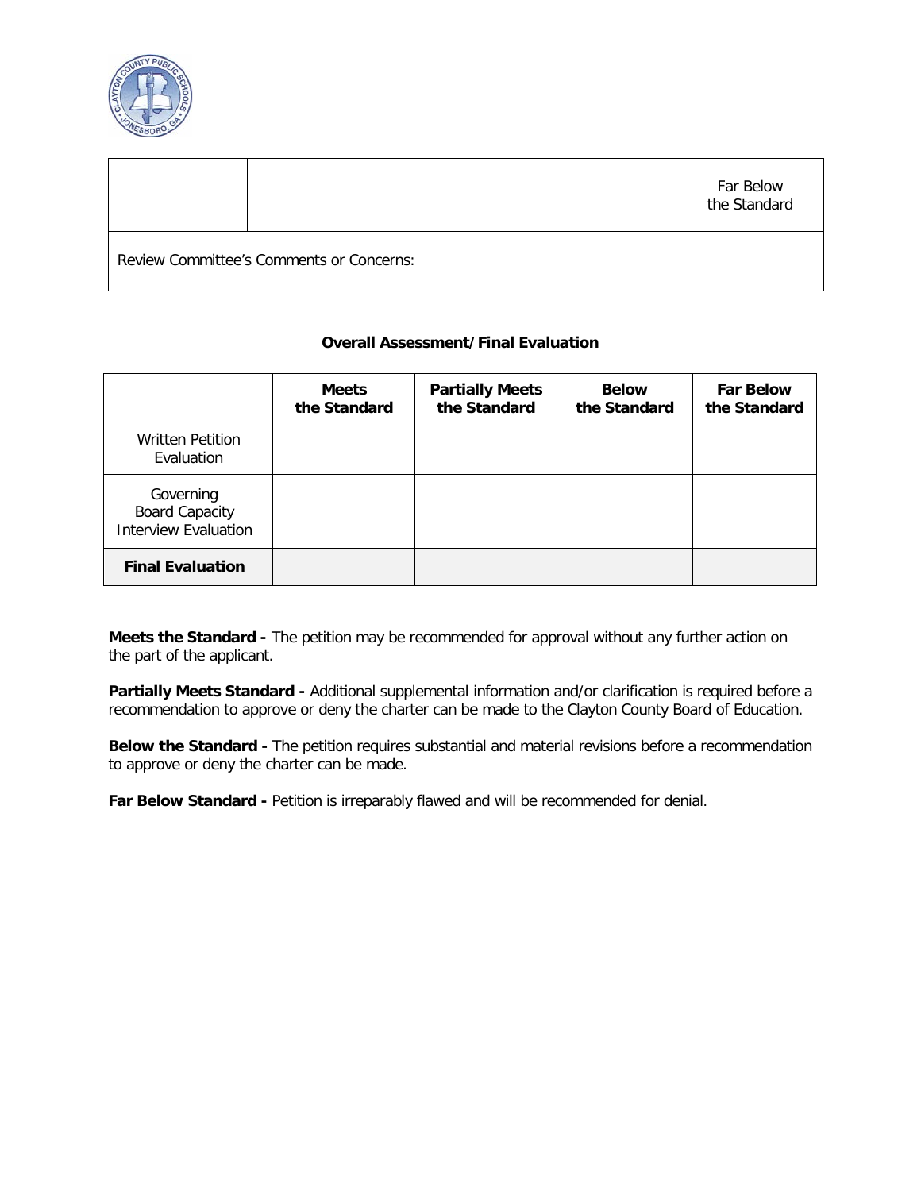| | | |
|---|---|---|
| | | Far Below the Standard |
| Review Committee's Comments or Concerns: | | |

**Overall Assessment/Final Evaluation**

| | Meets the Standard | Partially Meets the Standard | Below the Standard | Far Below the Standard |
|---|---|---|---|---|
| Written Petition Evaluation | | | | |
| Governing Board Capacity Interview Evaluation | | | | |
| **Final Evaluation** | | | | |

**Meets the Standard -** The petition may be recommended for approval without any further action on the part of the applicant.

**Partially Meets Standard -** Additional supplemental information and/or clarification is required before a recommendation to approve or deny the charter can be made to the Clayton County Board of Education.

**Below the Standard -** The petition requires substantial and material revisions before a recommendation to approve or deny the charter can be made.

**Far Below Standard -** Petition is irreparably flawed and will be recommended for denial.